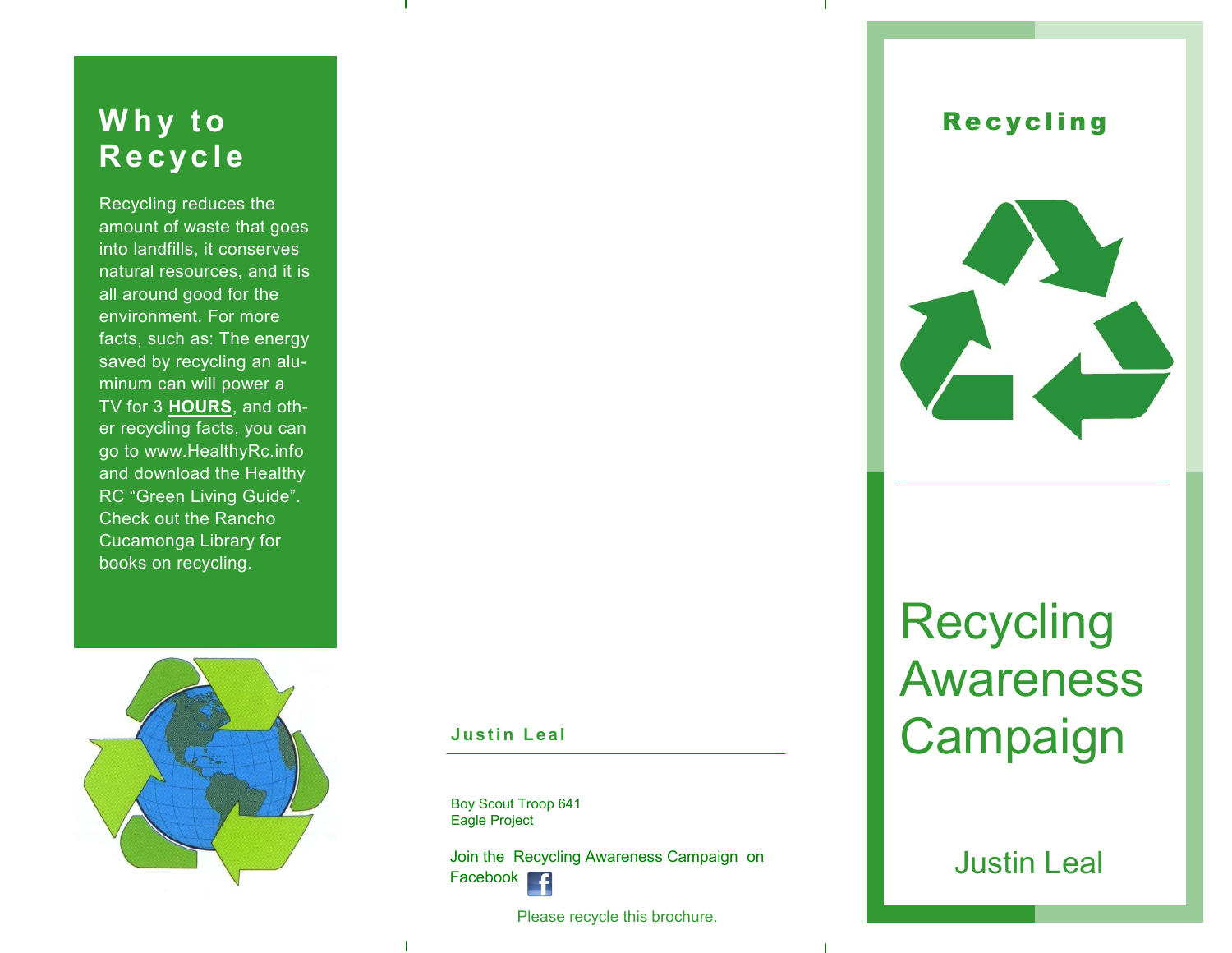## Why to Recycle

Recycling reduces the amount of waste that goes into landfills, it conserves natural resources, and it is all around good for the environment. For more facts, such as: The energy saved by recycling an aluminum can will power a TV for 3 **HOURS**, and other recycling facts, you can go to www.HealthyRc.info and download the Healthy RC "Green Living Guide". Check out the Rancho Cucamonga Library for books on recycling.

### Justin Leal

Boy Scout Troop 641
Eagle Project

Join the Recycling Awareness Campaign on Facebook

Please recycle this brochure.

### Recycling

# Recycling Awareness Campaign

Justin Leal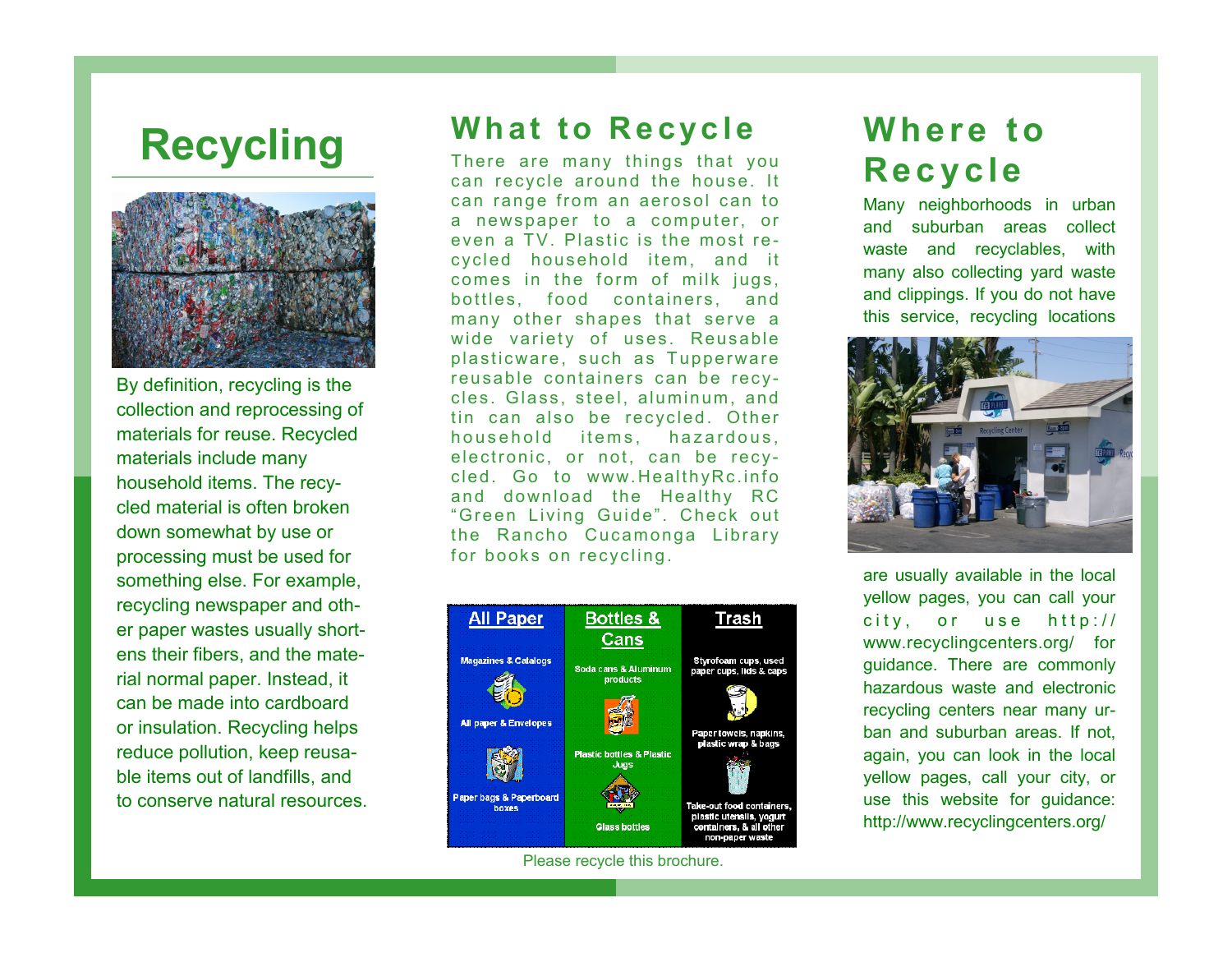# Recycling

By definition, recycling is the collection and reprocessing of materials for reuse. Recycled materials include many household items. The recycled material is often broken down somewhat by use or processing must be used for something else. For example, recycling newspaper and other paper wastes usually shortens their fibers, and the material normal paper. Instead, it can be made into cardboard or insulation. Recycling helps reduce pollution, keep reusable items out of landfills, and to conserve natural resources.

## What to Recycle

There are many things that you can recycle around the house. It can range from an aerosol can to a newspaper to a computer, or even a TV. Plastic is the most recycled household item, and it comes in the form of milk jugs, bottles, food containers, and many other shapes that serve a wide variety of uses. Reusable plasticware, such as Tupperware reusable containers can be recycles. Glass, steel, aluminum, and tin can also be recycled. Other household items, hazardous, electronic, or not, can be recycled. Go to www.HealthyRc.info and download the Healthy RC "Green Living Guide". Check out the Rancho Cucamonga Library for books on recycling.

| All Paper | Bottles & Cans | Trash |
| --- | --- | --- |
| Magazines & Catalogs | Soda cans & Aluminum products | Styrofoam cups, used paper cups, lids & caps |
| All paper & Envelopes | Plastic bottles & Plastic Jugs | Paper towels, napkins, plastic wrap & bags |
| Paper bags & Paperboard boxes | Glass bottles | Take-out food containers, plastic utensils, yogurt containers, & all other non-paper waste |

Please recycle this brochure.

## Where to Recycle

Many neighborhoods in urban and suburban areas collect waste and recyclables, with many also collecting yard waste and clippings. If you do not have this service, recycling locations are usually available in the local yellow pages, you can call your city, or use http://www.recyclingcenters.org/ for guidance. There are commonly hazardous waste and electronic recycling centers near many urban and suburban areas. If not, again, you can look in the local yellow pages, call your city, or use this website for guidance: http://www.recyclingcenters.org/